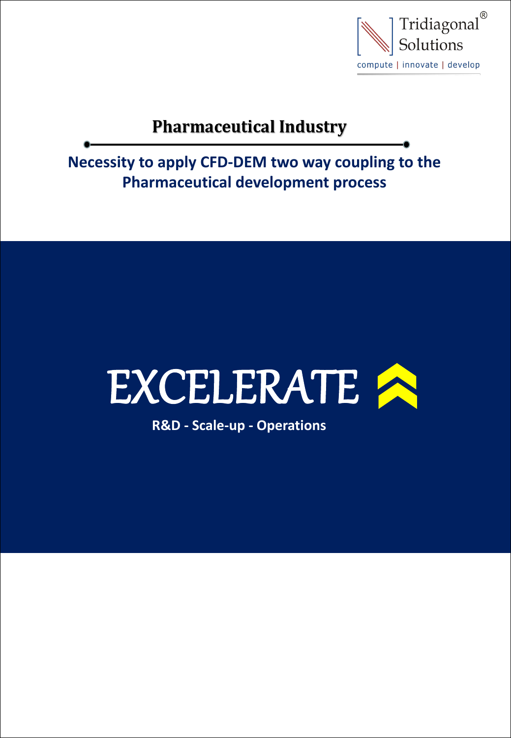Tridiagonal® Solutions

compute | innovate | develop

# Pharmaceutical Industry

## Necessity to apply CFD-DEM two way coupling to the Pharmaceutical development process

# EXCELERATE

**R&D - Scale-up - Operations**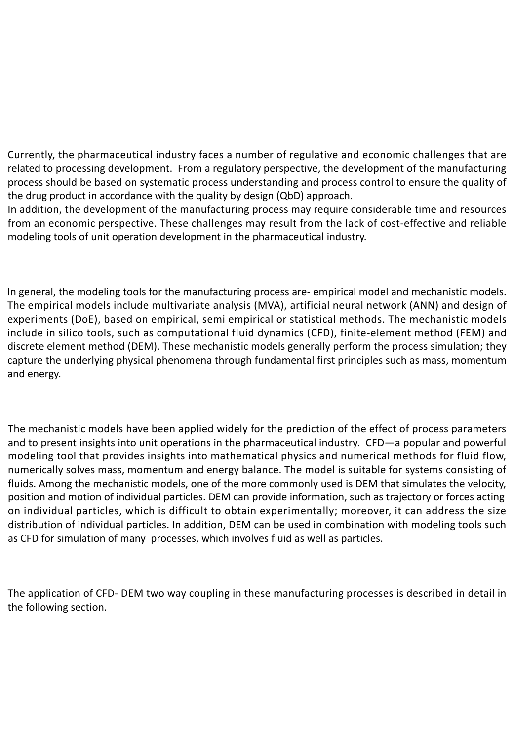Currently, the pharmaceutical industry faces a number of regulative and economic challenges that are related to processing development. From a regulatory perspective, the development of the manufacturing process should be based on systematic process understanding and process control to ensure the quality of the drug product in accordance with the quality by design (QbD) approach.
In addition, the development of the manufacturing process may require considerable time and resources from an economic perspective. These challenges may result from the lack of cost-effective and reliable modeling tools of unit operation development in the pharmaceutical industry.

In general, the modeling tools for the manufacturing process are- empirical model and mechanistic models. The empirical models include multivariate analysis (MVA), artificial neural network (ANN) and design of experiments (DoE), based on empirical, semi empirical or statistical methods. The mechanistic models include in silico tools, such as computational fluid dynamics (CFD), finite-element method (FEM) and discrete element method (DEM). These mechanistic models generally perform the process simulation; they capture the underlying physical phenomena through fundamental first principles such as mass, momentum and energy.

The mechanistic models have been applied widely for the prediction of the effect of process parameters and to present insights into unit operations in the pharmaceutical industry. CFD—a popular and powerful modeling tool that provides insights into mathematical physics and numerical methods for fluid flow, numerically solves mass, momentum and energy balance. The model is suitable for systems consisting of fluids. Among the mechanistic models, one of the more commonly used is DEM that simulates the velocity, position and motion of individual particles. DEM can provide information, such as trajectory or forces acting on individual particles, which is difficult to obtain experimentally; moreover, it can address the size distribution of individual particles. In addition, DEM can be used in combination with modeling tools such as CFD for simulation of many processes, which involves fluid as well as particles.

The application of CFD- DEM two way coupling in these manufacturing processes is described in detail in the following section.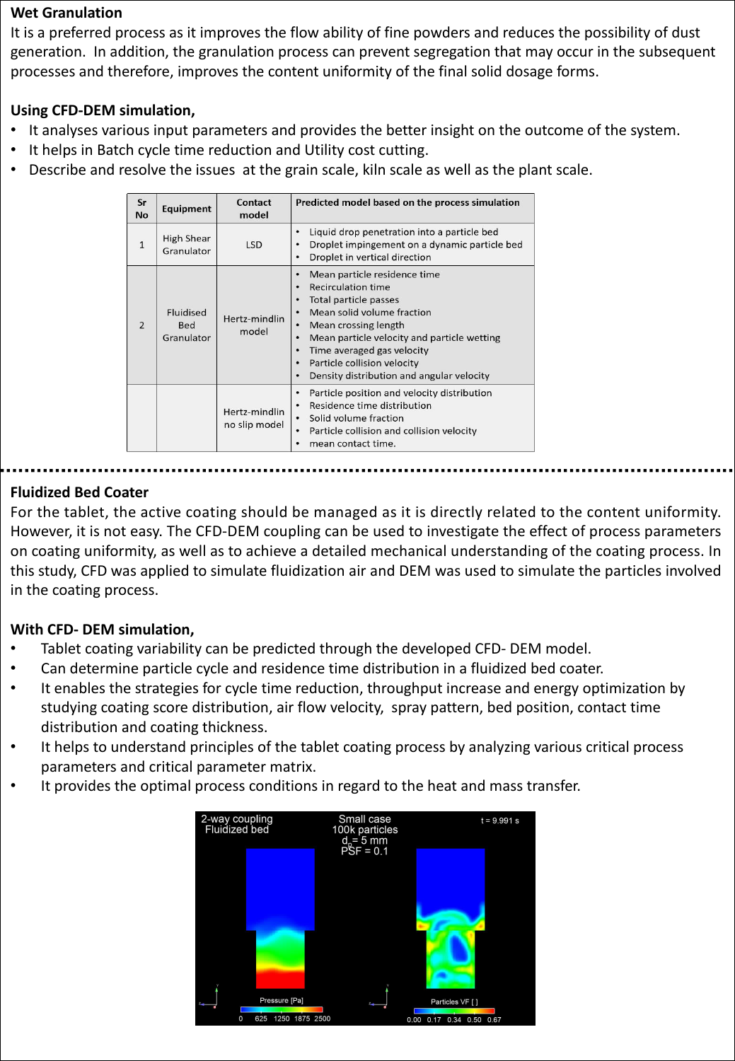## Wet Granulation

It is a preferred process as it improves the flow ability of fine powders and reduces the possibility of dust generation. In addition, the granulation process can prevent segregation that may occur in the subsequent processes and therefore, improves the content uniformity of the final solid dosage forms.

**Using CFD-DEM simulation,**

- It analyses various input parameters and provides the better insight on the outcome of the system.
- It helps in Batch cycle time reduction and Utility cost cutting.
- Describe and resolve the issues at the grain scale, kiln scale as well as the plant scale.

| Sr No | Equipment | Contact model | Predicted model based on the process simulation |
|---|---|---|---|
| 1 | High Shear Granulator | LSD | • Liquid drop penetration into a particle bed<br>• Droplet impingement on a dynamic particle bed<br>• Droplet in vertical direction |
| 2 | Fluidised Bed Granulator | Hertz-mindlin model | • Mean particle residence time<br>• Recirculation time<br>• Total particle passes<br>• Mean solid volume fraction<br>• Mean crossing length<br>• Mean particle velocity and particle wetting<br>• Time averaged gas velocity<br>• Particle collision velocity<br>• Density distribution and angular velocity |
| | | Hertz-mindlin no slip model | • Particle position and velocity distribution<br>• Residence time distribution<br>• Solid volume fraction<br>• Particle collision and collision velocity<br>• mean contact time. |

## Fluidized Bed Coater

For the tablet, the active coating should be managed as it is directly related to the content uniformity. However, it is not easy. The CFD-DEM coupling can be used to investigate the effect of process parameters on coating uniformity, as well as to achieve a detailed mechanical understanding of the coating process. In this study, CFD was applied to simulate fluidization air and DEM was used to simulate the particles involved in the coating process.

**With CFD- DEM simulation,**

- Tablet coating variability can be predicted through the developed CFD- DEM model.
- Can determine particle cycle and residence time distribution in a fluidized bed coater.
- It enables the strategies for cycle time reduction, throughput increase and energy optimization by studying coating score distribution, air flow velocity, spray pattern, bed position, contact time distribution and coating thickness.
- It helps to understand principles of the tablet coating process by analyzing various critical process parameters and critical parameter matrix.
- It provides the optimal process conditions in regard to the heat and mass transfer.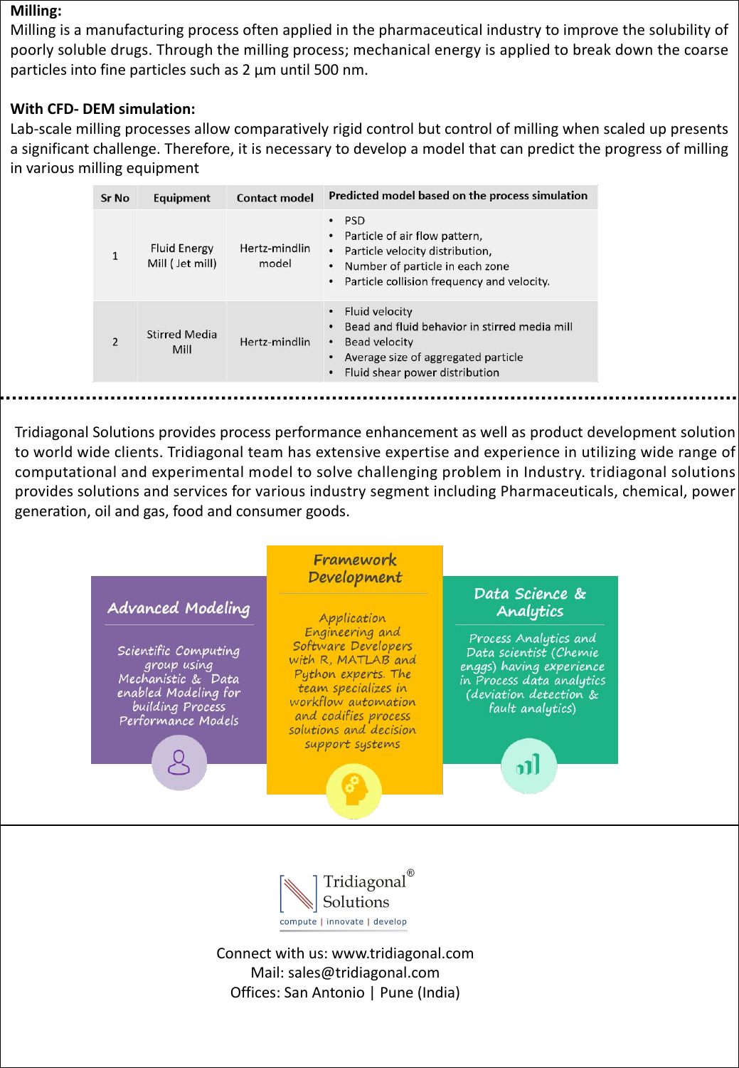**Milling:**

Milling is a manufacturing process often applied in the pharmaceutical industry to improve the solubility of poorly soluble drugs. Through the milling process; mechanical energy is applied to break down the coarse particles into fine particles such as 2 µm until 500 nm.

**With CFD- DEM simulation:**

Lab-scale milling processes allow comparatively rigid control but control of milling when scaled up presents a significant challenge. Therefore, it is necessary to develop a model that can predict the progress of milling in various milling equipment

| Sr No | Equipment | Contact model | Predicted model based on the process simulation |
|---|---|---|---|
| 1 | Fluid Energy Mill ( Jet mill) | Hertz-mindlin model | • PSD<br>• Particle of air flow pattern,<br>• Particle velocity distribution,<br>• Number of particle in each zone<br>• Particle collision frequency and velocity. |
| 2 | Stirred Media Mill | Hertz-mindlin | • Fluid velocity<br>• Bead and fluid behavior in stirred media mill<br>• Bead velocity<br>• Average size of aggregated particle<br>• Fluid shear power distribution |

Tridiagonal Solutions provides process performance enhancement as well as product development solution to world wide clients. Tridiagonal team has extensive expertise and experience in utilizing wide range of computational and experimental model to solve challenging problem in Industry. tridiagonal solutions provides solutions and services for various industry segment including Pharmaceuticals, chemical, power generation, oil and gas, food and consumer goods.

**Advanced Modeling**

Scientific Computing group using Mechanistic & Data enabled Modeling for building Process Performance Models

**Framework Development**

Application Engineering and Software Developers with R, MATLAB and Python experts. The team specializes in workflow automation and codifies process solutions and decision support systems

**Data Science & Analytics**

Process Analytics and Data scientist (Chemie enggs) having experience in Process data analytics (deviation detection & fault analytics)

Tridiagonal® Solutions

compute | innovate | develop

Connect with us: www.tridiagonal.com

Mail: sales@tridiagonal.com

Offices: San Antonio | Pune (India)